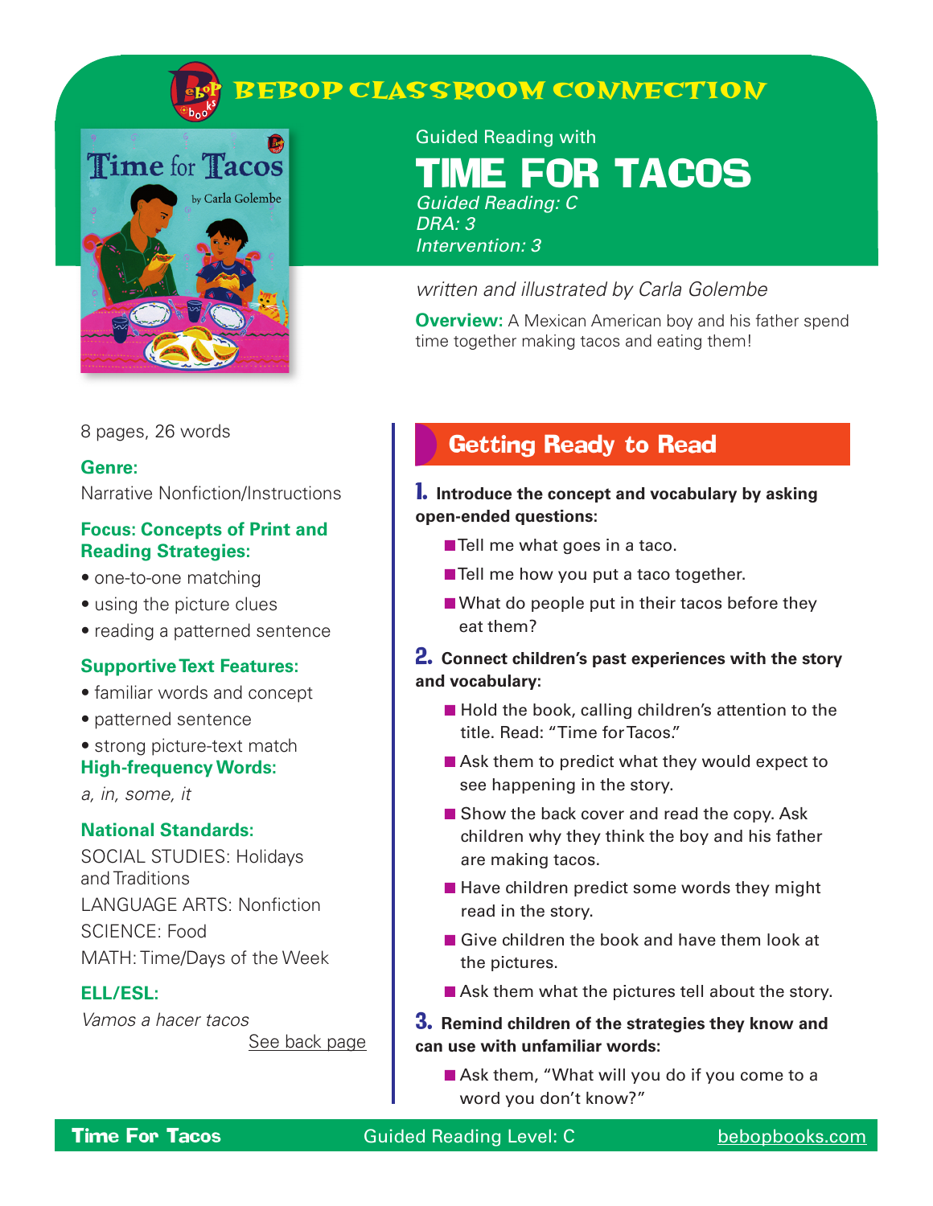# BEBOP CLASSROOM CONNECTION

Guided Reading with

# TIME FOR TACOS

*Guided Reading: C*
*DRA: 3*
*Intervention: 3*

*written and illustrated by Carla Golembe*

**Overview:** A Mexican American boy and his father spend time together making tacos and eating them!

8 pages, 26 words

**Genre:**
Narrative Nonfiction/Instructions

**Focus: Concepts of Print and Reading Strategies:**

- one-to-one matching
- using the picture clues
- reading a patterned sentence

**Supportive Text Features:**

- familiar words and concept
- patterned sentence
- strong picture-text match

**High-frequency Words:**
*a, in, some, it*

**National Standards:**
SOCIAL STUDIES: Holidays and Traditions
LANGUAGE ARTS: Nonfiction
SCIENCE: Food
MATH: Time/Days of the Week

**ELL/ESL:**
*Vamos a hacer tacos*
See back page

## Getting Ready to Read

**1. Introduce the concept and vocabulary by asking open-ended questions:**

- Tell me what goes in a taco.
- Tell me how you put a taco together.
- What do people put in their tacos before they eat them?

**2. Connect children's past experiences with the story and vocabulary:**

- Hold the book, calling children's attention to the title. Read: "Time for Tacos."
- Ask them to predict what they would expect to see happening in the story.
- Show the back cover and read the copy. Ask children why they think the boy and his father are making tacos.
- Have children predict some words they might read in the story.
- Give children the book and have them look at the pictures.
- Ask them what the pictures tell about the story.

**3. Remind children of the strategies they know and can use with unfamiliar words:**

- Ask them, "What will you do if you come to a word you don't know?"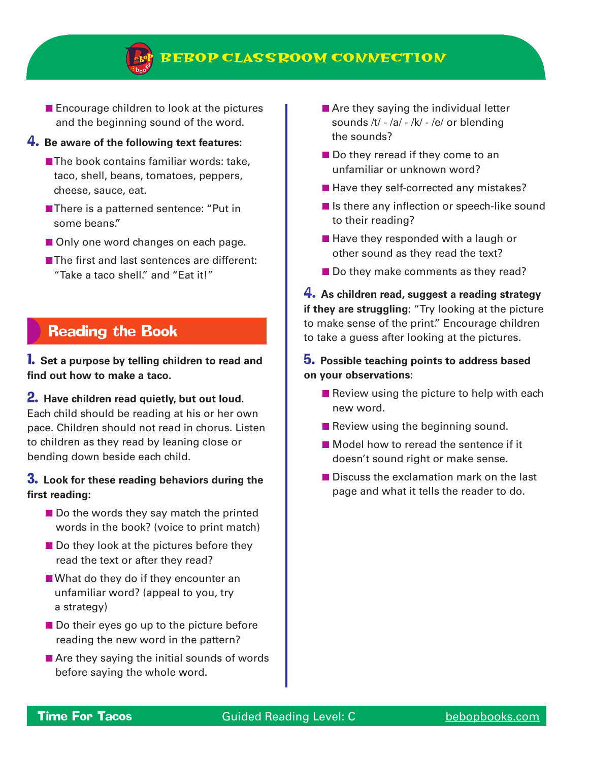- Encourage children to look at the pictures and the beginning sound of the word.

**4. Be aware of the following text features:**

- The book contains familiar words: take, taco, shell, beans, tomatoes, peppers, cheese, sauce, eat.
- There is a patterned sentence: "Put in some beans."
- Only one word changes on each page.
- The first and last sentences are different: "Take a taco shell." and "Eat it!"

## Reading the Book

**1. Set a purpose by telling children to read and find out how to make a taco.**

**2. Have children read quietly, but out loud.** Each child should be reading at his or her own pace. Children should not read in chorus. Listen to children as they read by leaning close or bending down beside each child.

**3. Look for these reading behaviors during the first reading:**

- Do the words they say match the printed words in the book? (voice to print match)
- Do they look at the pictures before they read the text or after they read?
- What do they do if they encounter an unfamiliar word? (appeal to you, try a strategy)
- Do their eyes go up to the picture before reading the new word in the pattern?
- Are they saying the initial sounds of words before saying the whole word.
- Are they saying the individual letter sounds /t/ - /a/ - /k/ - /e/ or blending the sounds?
- Do they reread if they come to an unfamiliar or unknown word?
- Have they self-corrected any mistakes?
- Is there any inflection or speech-like sound to their reading?
- Have they responded with a laugh or other sound as they read the text?
- Do they make comments as they read?

**4. As children read, suggest a reading strategy if they are struggling:** "Try looking at the picture to make sense of the print." Encourage children to take a guess after looking at the pictures.

**5. Possible teaching points to address based on your observations:**

- Review using the picture to help with each new word.
- Review using the beginning sound.
- Model how to reread the sentence if it doesn't sound right or make sense.
- Discuss the exclamation mark on the last page and what it tells the reader to do.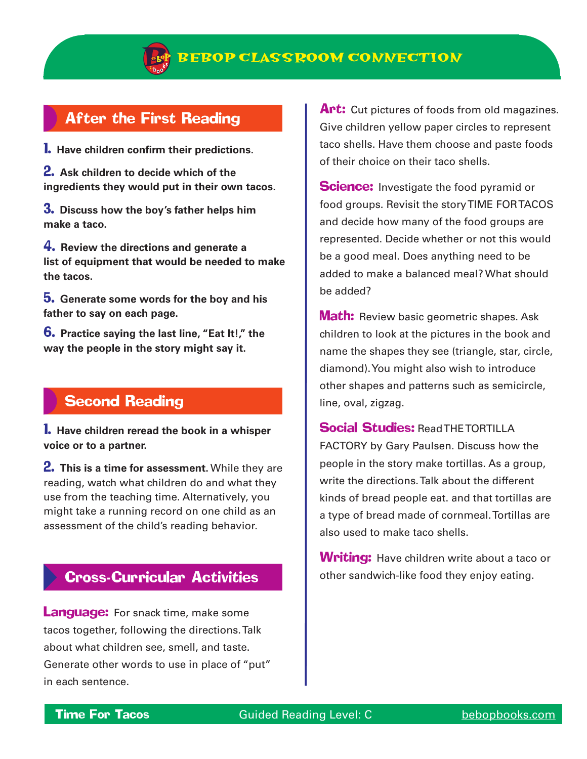# BEBOP CLASSROOM CONNECTION

## After the First Reading

1. **Have children confirm their predictions.**

2. **Ask children to decide which of the ingredients they would put in their own tacos.**

3. **Discuss how the boy's father helps him make a taco.**

4. **Review the directions and generate a list of equipment that would be needed to make the tacos.**

5. **Generate some words for the boy and his father to say on each page.**

6. **Practice saying the last line, "Eat It!," the way the people in the story might say it.**

## Second Reading

1. **Have children reread the book in a whisper voice or to a partner.**

2. **This is a time for assessment.** While they are reading, watch what children do and what they use from the teaching time. Alternatively, you might take a running record on one child as an assessment of the child's reading behavior.

## Cross-Curricular Activities

**Language:** For snack time, make some tacos together, following the directions. Talk about what children see, smell, and taste. Generate other words to use in place of "put" in each sentence.

**Art:** Cut pictures of foods from old magazines. Give children yellow paper circles to represent taco shells. Have them choose and paste foods of their choice on their taco shells.

**Science:** Investigate the food pyramid or food groups. Revisit the story TIME FOR TACOS and decide how many of the food groups are represented. Decide whether or not this would be a good meal. Does anything need to be added to make a balanced meal? What should be added?

**Math:** Review basic geometric shapes. Ask children to look at the pictures in the book and name the shapes they see (triangle, star, circle, diamond). You might also wish to introduce other shapes and patterns such as semicircle, line, oval, zigzag.

**Social Studies:** Read THE TORTILLA FACTORY by Gary Paulsen. Discuss how the people in the story make tortillas. As a group, write the directions. Talk about the different kinds of bread people eat. and that tortillas are a type of bread made of cornmeal. Tortillas are also used to make taco shells.

**Writing:** Have children write about a taco or other sandwich-like food they enjoy eating.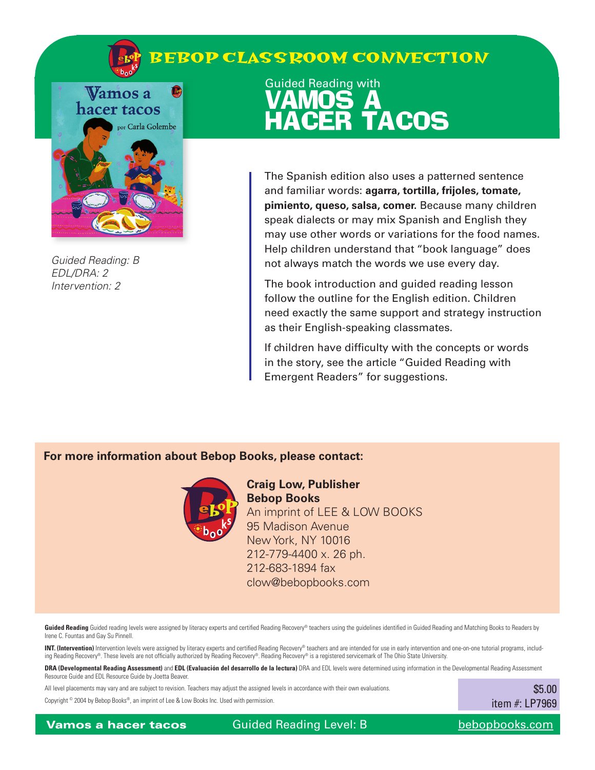# BEBOP CLASSROOM CONNECTION

*Guided Reading: B*
*EDL/DRA: 2*
*Intervention: 2*

## Guided Reading with VAMOS A HACER TACOS

The Spanish edition also uses a patterned sentence and familiar words: **agarra, tortilla, frijoles, tomate, pimiento, queso, salsa, comer.** Because many children speak dialects or may mix Spanish and English they may use other words or variations for the food names. Help children understand that "book language" does not always match the words we use every day.

The book introduction and guided reading lesson follow the outline for the English edition. Children need exactly the same support and strategy instruction as their English-speaking classmates.

If children have difficulty with the concepts or words in the story, see the article "Guided Reading with Emergent Readers" for suggestions.

**For more information about Bebop Books, please contact:**

**Craig Low, Publisher**
**Bebop Books**
An imprint of LEE & LOW BOOKS
95 Madison Avenue
New York, NY 10016
212-779-4400 x. 26 ph.
212-683-1894 fax
clow@bebopbooks.com

**Guided Reading** Guided reading levels were assigned by literacy experts and certified Reading Recovery® teachers using the guidelines identified in Guided Reading and Matching Books to Readers by Irene C. Fountas and Gay Su Pinnell.

**INT. (Intervention)** Intervention levels were assigned by literacy experts and certified Reading Recovery® teachers and are intended for use in early intervention and one-on-one tutorial programs, including Reading Recovery®. These levels are not officially authorized by Reading Recovery®. Reading Recovery® is a registered servicemark of The Ohio State University.

**DRA (Developmental Reading Assessment)** and **EDL (Evaluación del desarrollo de la lectura)** DRA and EDL levels were determined using information in the Developmental Reading Assessment Resource Guide and EDL Resource Guide by Joetta Beaver.

All level placements may vary and are subject to revision. Teachers may adjust the assigned levels in accordance with their own evaluations.

Copyright © 2004 by Bebop Books®, an imprint of Lee & Low Books Inc. Used with permission.

$5.00
item #: LP7969

**Vamos a hacer tacos** Guided Reading Level: B bebopbooks.com